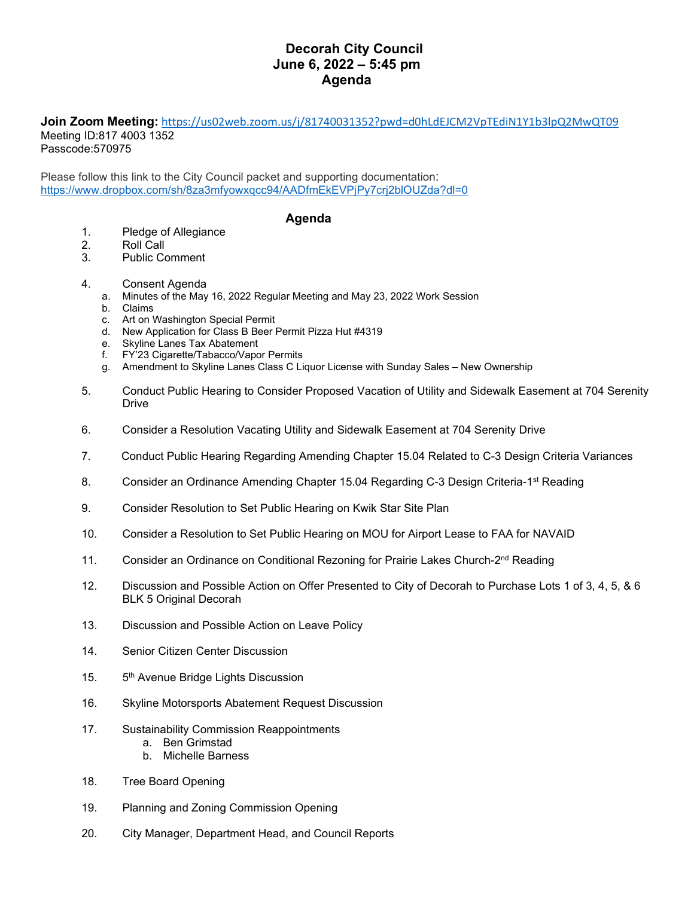# Decorah City Council
## June 6, 2022 – 5:45 pm
## Agenda

**Join Zoom Meeting:** https://us02web.zoom.us/j/81740031352?pwd=d0hLdEJCM2VpTEdiN1Y1b3lpQ2MwQT09
Meeting ID:817 4003 1352
Passcode:570975

Please follow this link to the City Council packet and supporting documentation:
https://www.dropbox.com/sh/8za3mfyowxqcc94/AADfmEkEVPjPy7crj2blOUZda?dl=0

### Agenda

1. Pledge of Allegiance
2. Roll Call
3. Public Comment
4. Consent Agenda
   a. Minutes of the May 16, 2022 Regular Meeting and May 23, 2022 Work Session
   b. Claims
   c. Art on Washington Special Permit
   d. New Application for Class B Beer Permit Pizza Hut #4319
   e. Skyline Lanes Tax Abatement
   f. FY'23 Cigarette/Tabacco/Vapor Permits
   g. Amendment to Skyline Lanes Class C Liquor License with Sunday Sales – New Ownership
5. Conduct Public Hearing to Consider Proposed Vacation of Utility and Sidewalk Easement at 704 Serenity Drive
6. Consider a Resolution Vacating Utility and Sidewalk Easement at 704 Serenity Drive
7. Conduct Public Hearing Regarding Amending Chapter 15.04 Related to C-3 Design Criteria Variances
8. Consider an Ordinance Amending Chapter 15.04 Regarding C-3 Design Criteria-1st Reading
9. Consider Resolution to Set Public Hearing on Kwik Star Site Plan
10. Consider a Resolution to Set Public Hearing on MOU for Airport Lease to FAA for NAVAID
11. Consider an Ordinance on Conditional Rezoning for Prairie Lakes Church-2nd Reading
12. Discussion and Possible Action on Offer Presented to City of Decorah to Purchase Lots 1 of 3, 4, 5, & 6 BLK 5 Original Decorah
13. Discussion and Possible Action on Leave Policy
14. Senior Citizen Center Discussion
15. 5th Avenue Bridge Lights Discussion
16. Skyline Motorsports Abatement Request Discussion
17. Sustainability Commission Reappointments
    a. Ben Grimstad
    b. Michelle Barness
18. Tree Board Opening
19. Planning and Zoning Commission Opening
20. City Manager, Department Head, and Council Reports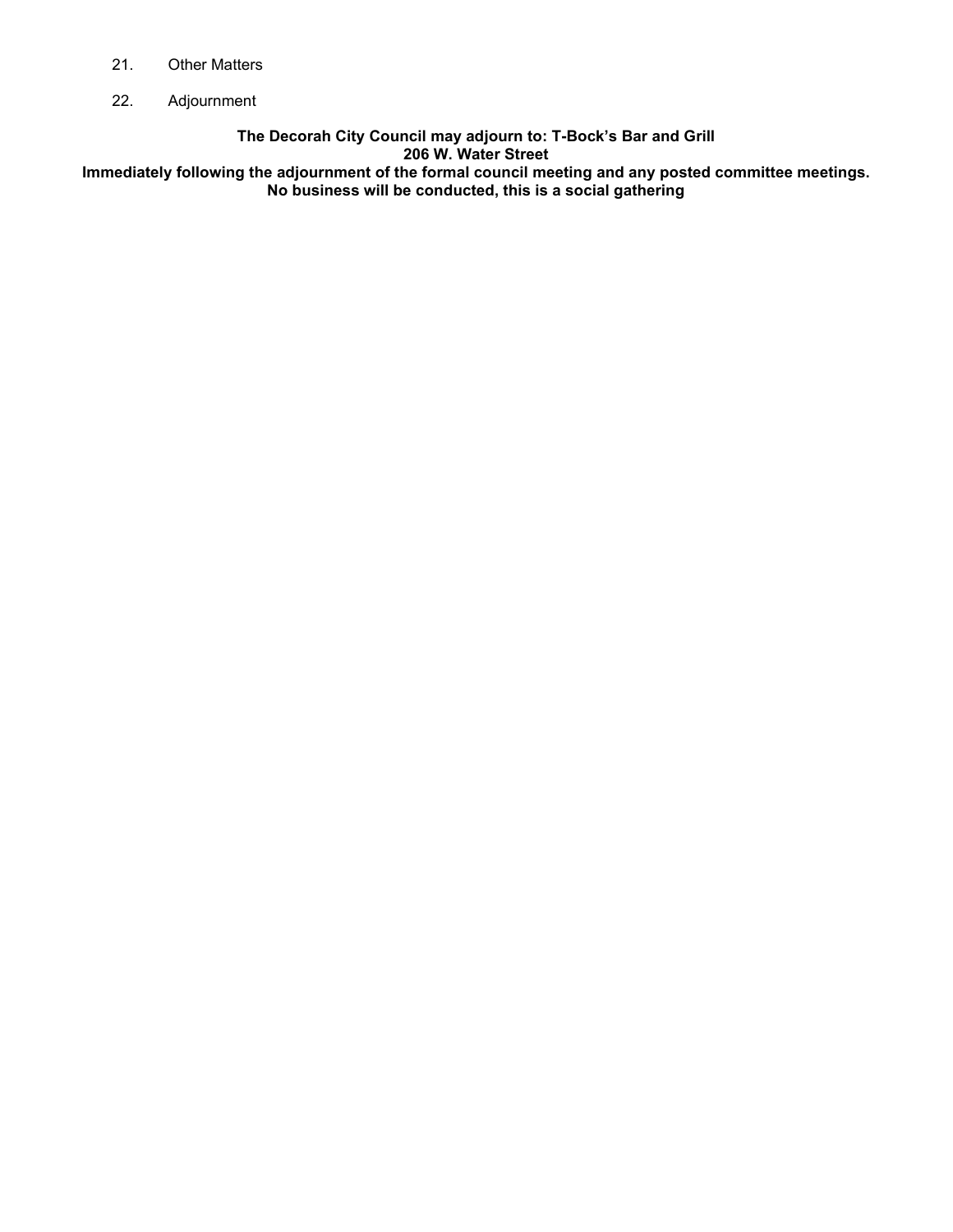21. Other Matters

22. Adjournment

**The Decorah City Council may adjourn to: T-Bock's Bar and Grill**
**206 W. Water Street**
**Immediately following the adjournment of the formal council meeting and any posted committee meetings.**
**No business will be conducted, this is a social gathering**